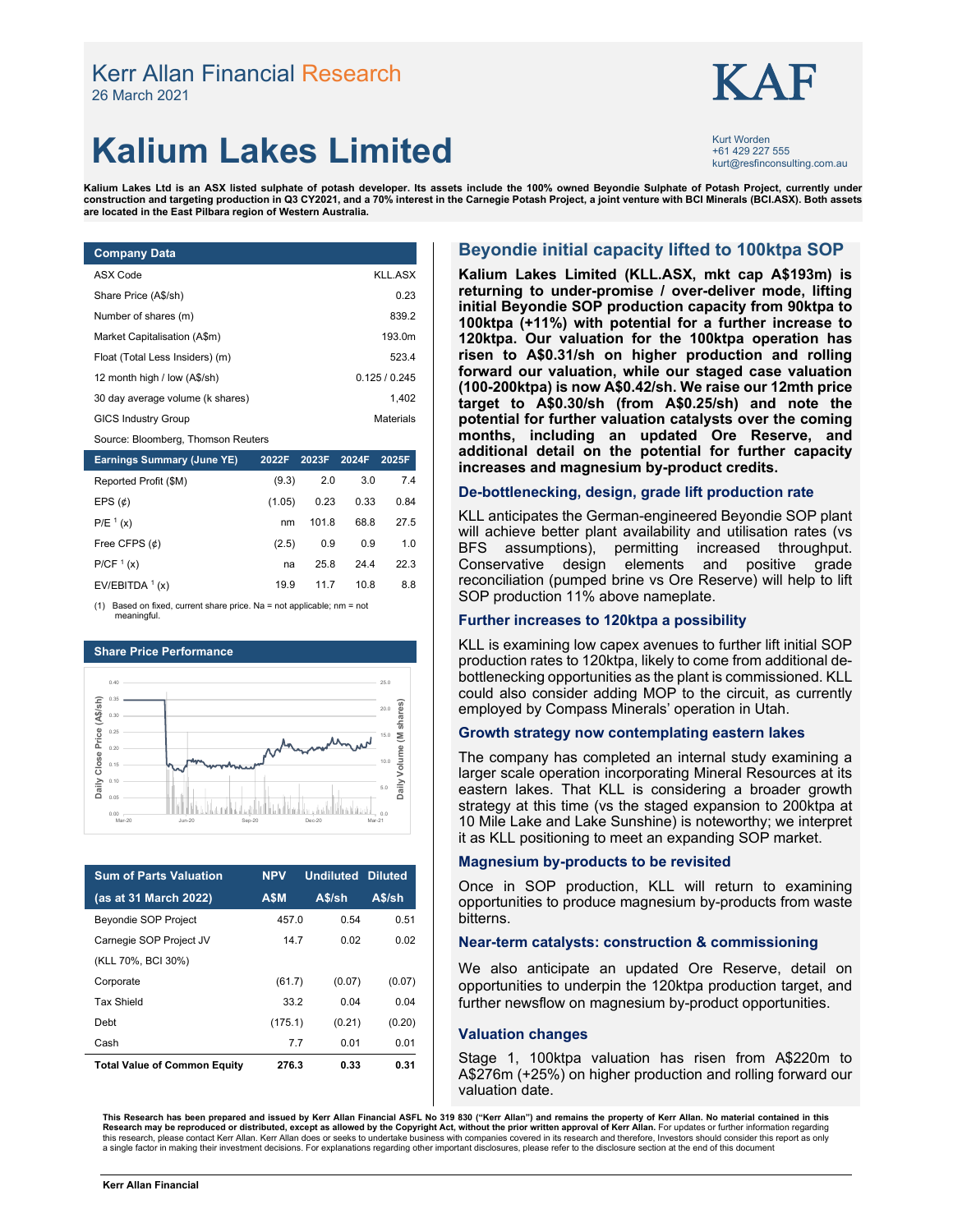Kerr Allan Financial Research
26 March 2021

KAF

# Kalium Lakes Limited

Kurt Worden
+61 429 227 555
kurt@resfinconsulting.com.au

**Kalium Lakes Ltd is an ASX listed sulphate of potash developer. Its assets include the 100% owned Beyondie Sulphate of Potash Project, currently under construction and targeting production in Q3 CY2021, and a 70% interest in the Carnegie Potash Project, a joint venture with BCI Minerals (BCI.ASX). Both assets are located in the East Pilbara region of Western Australia.**

| Company Data | |
|---|---|
| ASX Code | KLL.ASX |
| Share Price (A$/sh) | 0.23 |
| Number of shares (m) | 839.2 |
| Market Capitalisation (A$m) | 193.0m |
| Float (Total Less Insiders) (m) | 523.4 |
| 12 month high / low (A$/sh) | 0.125 / 0.245 |
| 30 day average volume (k shares) | 1,402 |
| GICS Industry Group | Materials |

Source: Bloomberg, Thomson Reuters

| Earnings Summary (June YE) | 2022F | 2023F | 2024F | 2025F |
|---|---|---|---|---|
| Reported Profit ($M) | (9.3) | 2.0 | 3.0 | 7.4 |
| EPS (¢) | (1.05) | 0.23 | 0.33 | 0.84 |
| P/E [1] (x) | nm | 101.8 | 68.8 | 27.5 |
| Free CFPS (¢) | (2.5) | 0.9 | 0.9 | 1.0 |
| P/CF [1] (x) | na | 25.8 | 24.4 | 22.3 |
| EV/EBITDA [1] (x) | 19.9 | 11.7 | 10.8 | 8.8 |

(1) Based on fixed, current share price. Na = not applicable; nm = not meaningful.

**Share Price Performance**

| Sum of Parts Valuation (as at 31 March 2022) | NPV A$M | Undiluted A$/sh | Diluted A$/sh |
|---|---|---|---|
| Beyondie SOP Project | 457.0 | 0.54 | 0.51 |
| Carnegie SOP Project JV (KLL 70%, BCI 30%) | 14.7 | 0.02 | 0.02 |
| Corporate | (61.7) | (0.07) | (0.07) |
| Tax Shield | 33.2 | 0.04 | 0.04 |
| Debt | (175.1) | (0.21) | (0.20) |
| Cash | 7.7 | 0.01 | 0.01 |
| **Total Value of Common Equity** | **276.3** | **0.33** | **0.31** |

## Beyondie initial capacity lifted to 100ktpa SOP

**Kalium Lakes Limited (KLL.ASX, mkt cap A$193m) is returning to under-promise / over-deliver mode, lifting initial Beyondie SOP production capacity from 90ktpa to 100ktpa (+11%) with potential for a further increase to 120ktpa. Our valuation for the 100ktpa operation has risen to A$0.31/sh on higher production and rolling forward our valuation date, while our staged case valuation (100-200ktpa) is now A$0.42/sh. We raise our 12mth price target to A$0.30/sh (from A$0.25/sh) and note the potential for further valuation catalysts over the coming months, including an updated Ore Reserve, and additional detail on the potential for further capacity increases and magnesium by-product credits.**

### De-bottlenecking, design, grade lift production rate

KLL anticipates the German-engineered Beyondie SOP plant will achieve better plant availability and utilisation rates (vs BFS assumptions), permitting increased throughput. Conservative design elements and positive grade reconciliation (pumped brine vs Ore Reserve) will help to lift SOP production 11% above nameplate.

### Further increases to 120ktpa a possibility

KLL is examining low capex avenues to further lift initial SOP production rates to 120ktpa, likely to come from additional de-bottlenecking opportunities as the plant is commissioned. KLL could also consider adding MOP to the circuit, as currently employed by Compass Minerals' operation in Utah.

### Growth strategy now contemplating eastern lakes

The company has completed an internal study examining a larger scale operation incorporating Mineral Resources at its eastern lakes. That KLL is considering a broader growth strategy at this time (vs the staged expansion to 200ktpa at 10 Mile Lake and Lake Sunshine) is noteworthy; we interpret it as KLL positioning to meet an expanding SOP market.

### Magnesium by-products to be revisited

Once in SOP production, KLL will return to examining opportunities to produce magnesium by-products from waste bitterns.

### Near-term catalysts: construction & commissioning

We also anticipate an updated Ore Reserve, detail on opportunities to underpin the 120ktpa production target, and further newsflow on magnesium by-product opportunities.

### Valuation changes

Stage 1, 100ktpa valuation has risen from A$220m to A$276m (+25%) on higher production and rolling forward our valuation date.

**This Research has been prepared and issued by Kerr Allan Financial ASFL No 319 830 ("Kerr Allan") and remains the property of Kerr Allan. No material contained in this Research may be reproduced or distributed, except as allowed by the Copyright Act, without the prior written approval of Kerr Allan.** For updates or further information regarding this research, please contact Kerr Allan. Kerr Allan does or seeks to undertake business with companies covered in its research and therefore, Investors should consider this report as only a single factor in making their investment decisions. For explanations regarding other important disclosures, please refer to the disclosure section at the end of this document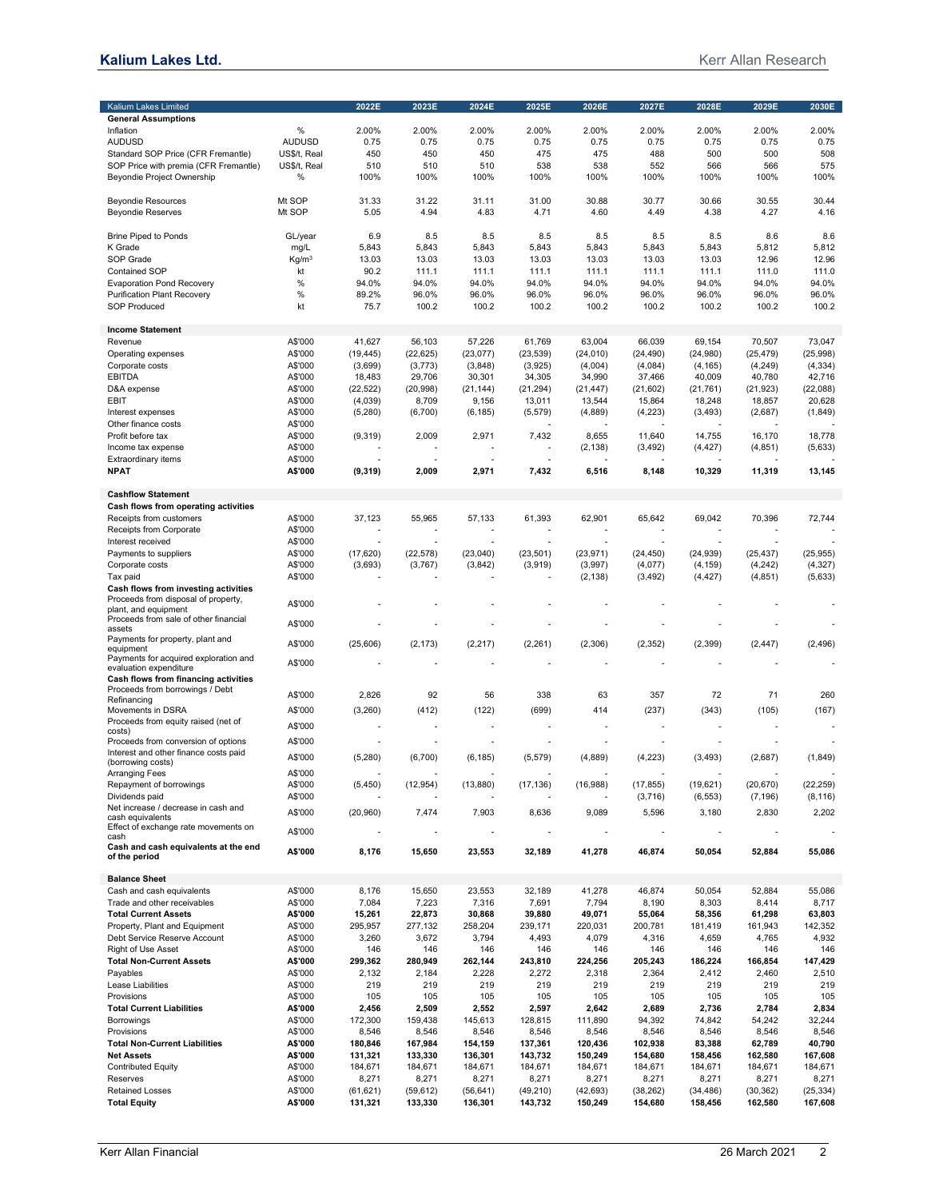| Kalium Lakes Limited | | 2022E | 2023E | 2024E | 2025E | 2026E | 2027E | 2028E | 2029E | 2030E |
|---|---|---|---|---|---|---|---|---|---|---|
| **General Assumptions** | | | | | | | | | | |
| Inflation | % | 2.00% | 2.00% | 2.00% | 2.00% | 2.00% | 2.00% | 2.00% | 2.00% | 2.00% |
| AUDUSD | AUDUSD | 0.75 | 0.75 | 0.75 | 0.75 | 0.75 | 0.75 | 0.75 | 0.75 | 0.75 |
| Standard SOP Price (CFR Fremantle) | US$/t, Real | 450 | 450 | 450 | 475 | 475 | 488 | 500 | 500 | 508 |
| SOP Price with premia (CFR Fremantle) | US$/t, Real | 510 | 510 | 510 | 538 | 538 | 552 | 566 | 566 | 575 |
| Beyondie Project Ownership | % | 100% | 100% | 100% | 100% | 100% | 100% | 100% | 100% | 100% |
| | | | | | | | | | | |
| Beyondie Resources | Mt SOP | 31.33 | 31.22 | 31.11 | 31.00 | 30.88 | 30.77 | 30.66 | 30.55 | 30.44 |
| Beyondie Reserves | Mt SOP | 5.05 | 4.94 | 4.83 | 4.71 | 4.60 | 4.49 | 4.38 | 4.27 | 4.16 |
| | | | | | | | | | | |
| Brine Piped to Ponds | GL/year | 6.9 | 8.5 | 8.5 | 8.5 | 8.5 | 8.5 | 8.5 | 8.6 | 8.6 |
| K Grade | mg/L | 5,843 | 5,843 | 5,843 | 5,843 | 5,843 | 5,843 | 5,843 | 5,812 | 5,812 |
| SOP Grade | Kg/m³ | 13.03 | 13.03 | 13.03 | 13.03 | 13.03 | 13.03 | 13.03 | 12.96 | 12.96 |
| Contained SOP | kt | 90.2 | 111.1 | 111.1 | 111.1 | 111.1 | 111.1 | 111.1 | 111.0 | 111.0 |
| Evaporation Pond Recovery | % | 94.0% | 94.0% | 94.0% | 94.0% | 94.0% | 94.0% | 94.0% | 94.0% | 94.0% |
| Purification Plant Recovery | % | 89.2% | 96.0% | 96.0% | 96.0% | 96.0% | 96.0% | 96.0% | 96.0% | 96.0% |
| SOP Produced | kt | 75.7 | 100.2 | 100.2 | 100.2 | 100.2 | 100.2 | 100.2 | 100.2 | 100.2 |
| | | | | | | | | | | |
| **Income Statement** | | | | | | | | | | |
| Revenue | A$'000 | 41,627 | 56,103 | 57,226 | 61,769 | 63,004 | 66,039 | 69,154 | 70,507 | 73,047 |
| Operating expenses | A$'000 | (19,445) | (22,625) | (23,077) | (23,539) | (24,010) | (24,490) | (24,980) | (25,479) | (25,998) |
| Corporate costs | A$'000 | (3,699) | (3,773) | (3,848) | (3,925) | (4,004) | (4,084) | (4,165) | (4,249) | (4,334) |
| EBITDA | A$'000 | 18,483 | 29,706 | 30,301 | 34,305 | 34,990 | 37,466 | 40,009 | 40,780 | 42,716 |
| D&A expense | A$'000 | (22,522) | (20,998) | (21,144) | (21,294) | (21,447) | (21,602) | (21,761) | (21,923) | (22,088) |
| EBIT | A$'000 | (4,039) | 8,709 | 9,156 | 13,011 | 13,544 | 15,864 | 18,248 | 18,857 | 20,628 |
| Interest expenses | A$'000 | (5,280) | (6,700) | (6,185) | (5,579) | (4,889) | (4,223) | (3,493) | (2,687) | (1,849) |
| Other finance costs | A$'000 | | | | - | - | - | - | - | - |
| Profit before tax | A$'000 | (9,319) | 2,009 | 2,971 | 7,432 | 8,655 | 11,640 | 14,755 | 16,170 | 18,778 |
| Income tax expense | A$'000 | - | - | - | - | (2,138) | (3,492) | (4,427) | (4,851) | (5,633) |
| Extraordinary items | A$'000 | - | - | - | - | - | - | - | - | - |
| **NPAT** | **A$'000** | **(9,319)** | **2,009** | **2,971** | **7,432** | **6,516** | **8,148** | **10,329** | **11,319** | **13,145** |
| | | | | | | | | | | |
| **Cashflow Statement** | | | | | | | | | | |
| **Cash flows from operating activities** | | | | | | | | | | |
| Receipts from customers | A$'000 | 37,123 | 55,965 | 57,133 | 61,393 | 62,901 | 65,642 | 69,042 | 70,396 | 72,744 |
| Receipts from Corporate | A$'000 | - | - | - | - | - | - | - | - | - |
| Interest received | A$'000 | - | - | - | - | - | - | - | - | - |
| Payments to suppliers | A$'000 | (17,620) | (22,578) | (23,040) | (23,501) | (23,971) | (24,450) | (24,939) | (25,437) | (25,955) |
| Corporate costs | A$'000 | (3,693) | (3,767) | (3,842) | (3,919) | (3,997) | (4,077) | (4,159) | (4,242) | (4,327) |
| Tax paid | A$'000 | - | - | - | - | (2,138) | (3,492) | (4,427) | (4,851) | (5,633) |
| **Cash flows from investing activities** | | | | | | | | | | |
| Proceeds from disposal of property, plant, and equipment | A$'000 | - | - | - | - | - | - | - | - | - |
| Proceeds from sale of other financial assets | A$'000 | - | - | - | - | - | - | - | - | - |
| Payments for property, plant and equipment | A$'000 | (25,606) | (2,173) | (2,217) | (2,261) | (2,306) | (2,352) | (2,399) | (2,447) | (2,496) |
| Payments for acquired exploration and evaluation expenditure | A$'000 | - | - | - | - | - | - | - | - | - |
| **Cash flows from financing activities** | | | | | | | | | | |
| Proceeds from borrowings / Debt Refinancing | A$'000 | 2,826 | 92 | 56 | 338 | 63 | 357 | 72 | 71 | 260 |
| Movements in DSRA | A$'000 | (3,260) | (412) | (122) | (699) | 414 | (237) | (343) | (105) | (167) |
| Proceeds from equity raised (net of costs) | A$'000 | - | - | - | - | - | - | - | - | - |
| Proceeds from conversion of options | A$'000 | - | - | - | - | - | - | - | - | - |
| Interest and other finance costs paid (borrowing costs) | A$'000 | (5,280) | (6,700) | (6,185) | (5,579) | (4,889) | (4,223) | (3,493) | (2,687) | (1,849) |
| Arranging Fees | A$'000 | - | - | - | - | - | - | - | - | - |
| Repayment of borrowings | A$'000 | (5,450) | (12,954) | (13,880) | (17,136) | (16,988) | (17,855) | (19,621) | (20,670) | (22,259) |
| Dividends paid | A$'000 | - | - | - | - | - | (3,716) | (6,553) | (7,196) | (8,116) |
| Net increase / decrease in cash and cash equivalents | A$'000 | (20,960) | 7,474 | 7,903 | 8,636 | 9,089 | 5,596 | 3,180 | 2,830 | 2,202 |
| Effect of exchange rate movements on cash | A$'000 | - | - | - | - | - | - | - | - | - |
| **Cash and cash equivalents at the end of the period** | **A$'000** | **8,176** | **15,650** | **23,553** | **32,189** | **41,278** | **46,874** | **50,054** | **52,884** | **55,086** |
| | | | | | | | | | | |
| **Balance Sheet** | | | | | | | | | | |
| Cash and cash equivalents | A$'000 | 8,176 | 15,650 | 23,553 | 32,189 | 41,278 | 46,874 | 50,054 | 52,884 | 55,086 |
| Trade and other receivables | A$'000 | 7,084 | 7,223 | 7,316 | 7,691 | 7,794 | 8,190 | 8,303 | 8,414 | 8,717 |
| **Total Current Assets** | **A$'000** | **15,261** | **22,873** | **30,868** | **39,880** | **49,071** | **55,064** | **58,356** | **61,298** | **63,803** |
| Property, Plant and Equipment | A$'000 | 295,957 | 277,132 | 258,204 | 239,171 | 220,031 | 200,781 | 181,419 | 161,943 | 142,352 |
| Debt Service Reserve Account | A$'000 | 3,260 | 3,672 | 3,794 | 4,493 | 4,079 | 4,316 | 4,659 | 4,765 | 4,932 |
| Right of Use Asset | A$'000 | 146 | 146 | 146 | 146 | 146 | 146 | 146 | 146 | 146 |
| **Total Non-Current Assets** | **A$'000** | **299,362** | **280,949** | **262,144** | **243,810** | **224,256** | **205,243** | **186,224** | **166,854** | **147,429** |
| Payables | A$'000 | 2,132 | 2,184 | 2,228 | 2,272 | 2,318 | 2,364 | 2,412 | 2,460 | 2,510 |
| Lease Liabilities | A$'000 | 219 | 219 | 219 | 219 | 219 | 219 | 219 | 219 | 219 |
| Provisions | A$'000 | 105 | 105 | 105 | 105 | 105 | 105 | 105 | 105 | 105 |
| **Total Current Liabilities** | **A$'000** | **2,456** | **2,509** | **2,552** | **2,597** | **2,642** | **2,689** | **2,736** | **2,784** | **2,834** |
| Borrowings | A$'000 | 172,300 | 159,438 | 145,613 | 128,815 | 111,890 | 94,392 | 74,842 | 54,242 | 32,244 |
| Provisions | A$'000 | 8,546 | 8,546 | 8,546 | 8,546 | 8,546 | 8,546 | 8,546 | 8,546 | 8,546 |
| **Total Non-Current Liabilities** | **A$'000** | **180,846** | **167,984** | **154,159** | **137,361** | **120,436** | **102,938** | **83,388** | **62,789** | **40,790** |
| **Net Assets** | **A$'000** | **131,321** | **133,330** | **136,301** | **143,732** | **150,249** | **154,680** | **158,456** | **162,580** | **167,608** |
| Contributed Equity | A$'000 | 184,671 | 184,671 | 184,671 | 184,671 | 184,671 | 184,671 | 184,671 | 184,671 | 184,671 |
| Reserves | A$'000 | 8,271 | 8,271 | 8,271 | 8,271 | 8,271 | 8,271 | 8,271 | 8,271 | 8,271 |
| Retained Losses | A$'000 | (61,621) | (59,612) | (56,641) | (49,210) | (42,693) | (38,262) | (34,486) | (30,362) | (25,334) |
| **Total Equity** | **A$'000** | **131,321** | **133,330** | **136,301** | **143,732** | **150,249** | **154,680** | **158,456** | **162,580** | **167,608** |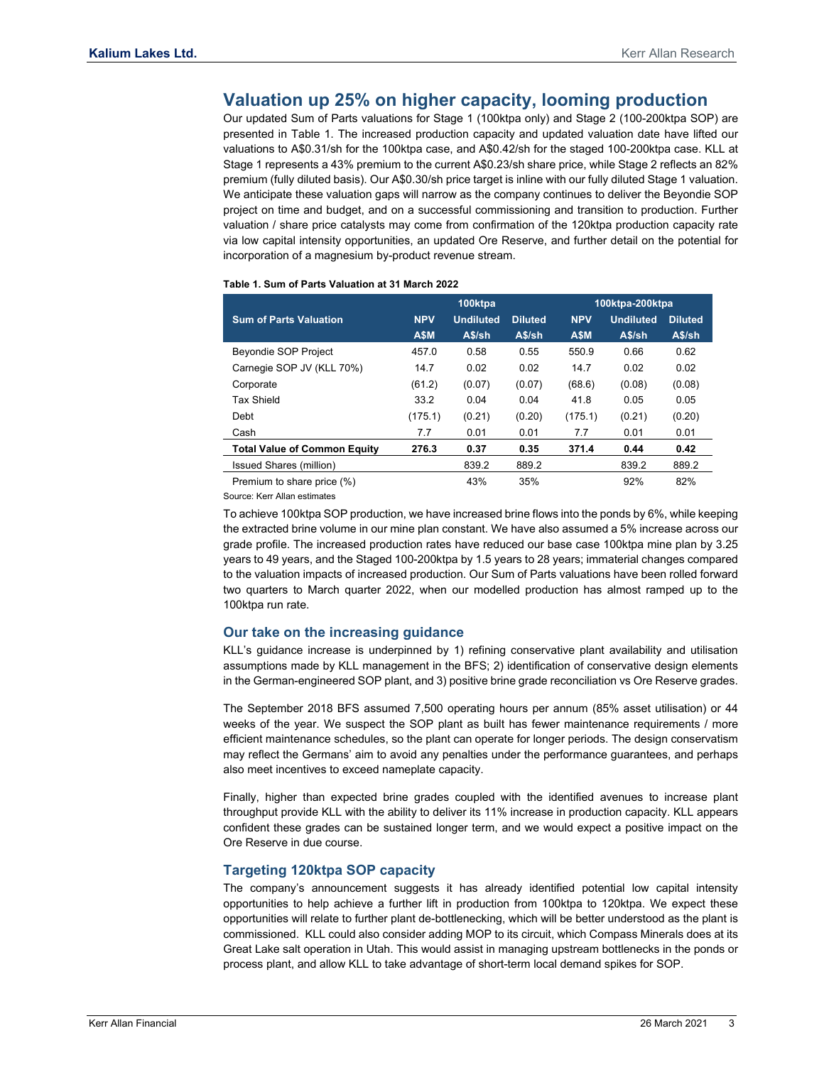## Valuation up 25% on higher capacity, looming production

Our updated Sum of Parts valuations for Stage 1 (100ktpa only) and Stage 2 (100-200ktpa SOP) are presented in Table 1. The increased production capacity and updated valuation date have lifted our valuations to A$0.31/sh for the 100ktpa case, and A$0.42/sh for the staged 100-200ktpa case. KLL at Stage 1 represents a 43% premium to the current A$0.23/sh share price, while Stage 2 reflects an 82% premium (fully diluted basis). Our A$0.30/sh price target is inline with our fully diluted Stage 1 valuation. We anticipate these valuation gaps will narrow as the company continues to deliver the Beyondie SOP project on time and budget, and on a successful commissioning and transition to production. Further valuation / share price catalysts may come from confirmation of the 120ktpa production capacity rate via low capital intensity opportunities, an updated Ore Reserve, and further detail on the potential for incorporation of a magnesium by-product revenue stream.

**Table 1. Sum of Parts Valuation at 31 March 2022**

| Sum of Parts Valuation | 100ktpa | | | 100ktpa-200ktpa | | |
|---|---|---|---|---|---|---|
| | NPV A$M | Undiluted A$/sh | Diluted A$/sh | NPV A$M | Undiluted A$/sh | Diluted A$/sh |
| Beyondie SOP Project | 457.0 | 0.58 | 0.55 | 550.9 | 0.66 | 0.62 |
| Carnegie SOP JV (KLL 70%) | 14.7 | 0.02 | 0.02 | 14.7 | 0.02 | 0.02 |
| Corporate | (61.2) | (0.07) | (0.07) | (68.6) | (0.08) | (0.08) |
| Tax Shield | 33.2 | 0.04 | 0.04 | 41.8 | 0.05 | 0.05 |
| Debt | (175.1) | (0.21) | (0.20) | (175.1) | (0.21) | (0.20) |
| Cash | 7.7 | 0.01 | 0.01 | 7.7 | 0.01 | 0.01 |
| **Total Value of Common Equity** | **276.3** | **0.37** | **0.35** | **371.4** | **0.44** | **0.42** |
| Issued Shares (million) | | 839.2 | 889.2 | | 839.2 | 889.2 |
| Premium to share price (%) | | 43% | 35% | | 92% | 82% |

Source: Kerr Allan estimates

To achieve 100ktpa SOP production, we have increased brine flows into the ponds by 6%, while keeping the extracted brine volume in our mine plan constant. We have also assumed a 5% increase across our grade profile. The increased production rates have reduced our base case 100ktpa mine plan by 3.25 years to 49 years, and the Staged 100-200ktpa by 1.5 years to 28 years; immaterial changes compared to the valuation impacts of increased production. Our Sum of Parts valuations have been rolled forward two quarters to March quarter 2022, when our modelled production has almost ramped up to the 100ktpa run rate.

### Our take on the increasing guidance

KLL's guidance increase is underpinned by 1) refining conservative plant availability and utilisation assumptions made by KLL management in the BFS; 2) identification of conservative design elements in the German-engineered SOP plant, and 3) positive brine grade reconciliation vs Ore Reserve grades.

The September 2018 BFS assumed 7,500 operating hours per annum (85% asset utilisation) or 44 weeks of the year. We suspect the SOP plant as built has fewer maintenance requirements / more efficient maintenance schedules, so the plant can operate for longer periods. The design conservatism may reflect the Germans' aim to avoid any penalties under the performance guarantees, and perhaps also meet incentives to exceed nameplate capacity.

Finally, higher than expected brine grades coupled with the identified avenues to increase plant throughput provide KLL with the ability to deliver its 11% increase in production capacity. KLL appears confident these grades can be sustained longer term, and we would expect a positive impact on the Ore Reserve in due course.

### Targeting 120ktpa SOP capacity

The company's announcement suggests it has already identified potential low capital intensity opportunities to help achieve a further lift in production from 100ktpa to 120ktpa. We expect these opportunities will relate to further plant de-bottlenecking, which will be better understood as the plant is commissioned. KLL could also consider adding MOP to its circuit, which Compass Minerals does at its Great Lake salt operation in Utah. This would assist in managing upstream bottlenecks in the ponds or process plant, and allow KLL to take advantage of short-term local demand spikes for SOP.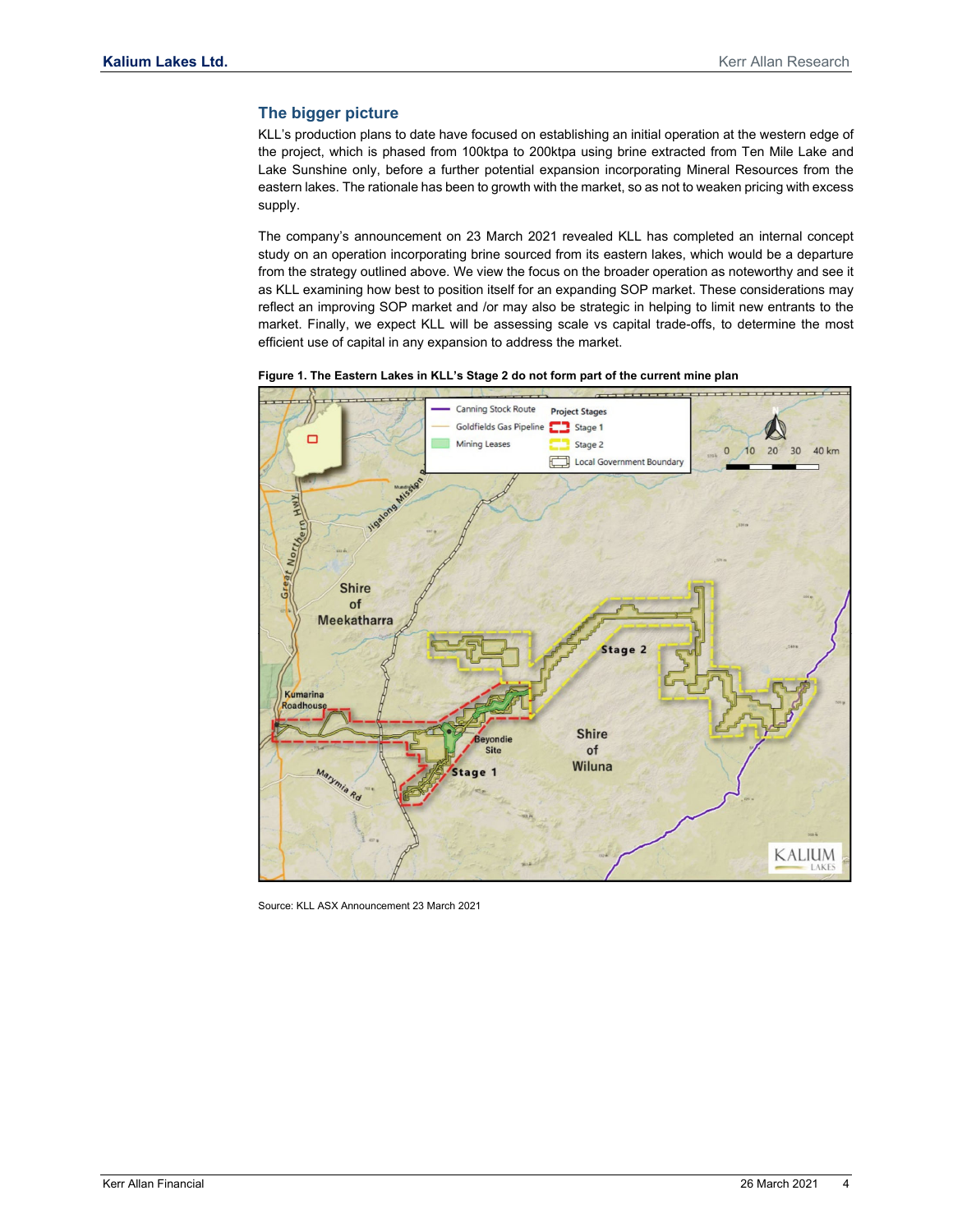## The bigger picture

KLL's production plans to date have focused on establishing an initial operation at the western edge of the project, which is phased from 100ktpa to 200ktpa using brine extracted from Ten Mile Lake and Lake Sunshine only, before a further potential expansion incorporating Mineral Resources from the eastern lakes. The rationale has been to growth with the market, so as not to weaken pricing with excess supply.

The company's announcement on 23 March 2021 revealed KLL has completed an internal concept study on an operation incorporating brine sourced from its eastern lakes, which would be a departure from the strategy outlined above. We view the focus on the broader operation as noteworthy and see it as KLL examining how best to position itself for an expanding SOP market. These considerations may reflect an improving SOP market and /or may also be strategic in helping to limit new entrants to the market. Finally, we expect KLL will be assessing scale vs capital trade-offs, to determine the most efficient use of capital in any expansion to address the market.

**Figure 1. The Eastern Lakes in KLL's Stage 2 do not form part of the current mine plan**

Source: KLL ASX Announcement 23 March 2021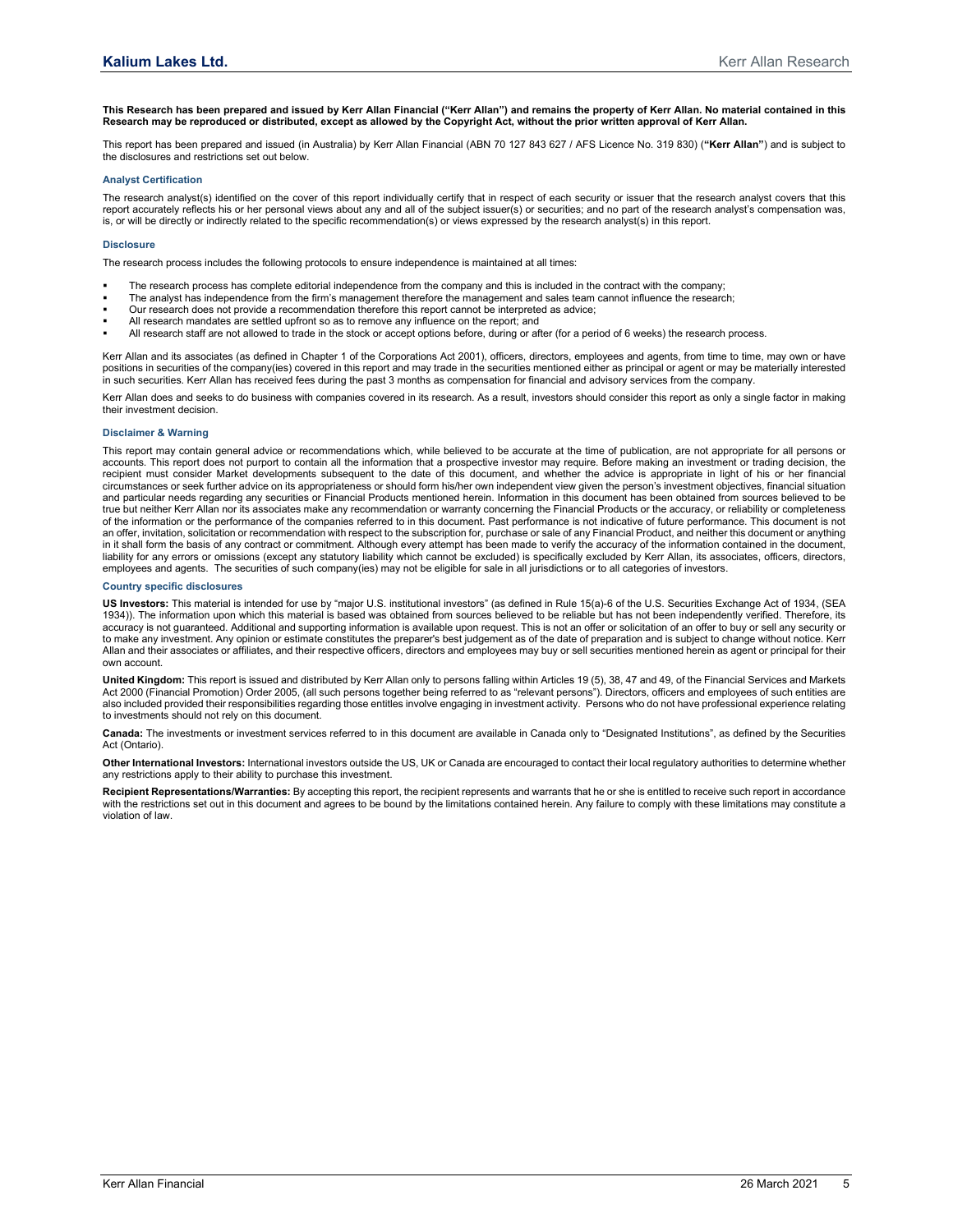**This Research has been prepared and issued by Kerr Allan Financial ("Kerr Allan") and remains the property of Kerr Allan. No material contained in this Research may be reproduced or distributed, except as allowed by the Copyright Act, without the prior written approval of Kerr Allan.**

This report has been prepared and issued (in Australia) by Kerr Allan Financial (ABN 70 127 843 627 / AFS Licence No. 319 830) (**"Kerr Allan"**) and is subject to the disclosures and restrictions set out below.

### Analyst Certification

The research analyst(s) identified on the cover of this report individually certify that in respect of each security or issuer that the research analyst covers that this report accurately reflects his or her personal views about any and all of the subject issuer(s) or securities; and no part of the research analyst's compensation was, is, or will be directly or indirectly related to the specific recommendation(s) or views expressed by the research analyst(s) in this report.

### Disclosure

The research process includes the following protocols to ensure independence is maintained at all times:

- The research process has complete editorial independence from the company and this is included in the contract with the company;
- The analyst has independence from the firm's management therefore the management and sales team cannot influence the research;
- Our research does not provide a recommendation therefore this report cannot be interpreted as advice;
- All research mandates are settled upfront so as to remove any influence on the report; and
- All research staff are not allowed to trade in the stock or accept options before, during or after (for a period of 6 weeks) the research process.

Kerr Allan and its associates (as defined in Chapter 1 of the Corporations Act 2001), officers, directors, employees and agents, from time to time, may own or have positions in securities of the company(ies) covered in this report and may trade in the securities mentioned either as principal or agent or may be materially interested in such securities. Kerr Allan has received fees during the past 3 months as compensation for financial and advisory services from the company.

Kerr Allan does and seeks to do business with companies covered in its research. As a result, investors should consider this report as only a single factor in making their investment decision.

### Disclaimer & Warning

This report may contain general advice or recommendations which, while believed to be accurate at the time of publication, are not appropriate for all persons or accounts. This report does not purport to contain all the information that a prospective investor may require. Before making an investment or trading decision, the recipient must consider Market developments subsequent to the date of this document, and whether the advice is appropriate in light of his or her financial circumstances or seek further advice on its appropriateness or should form his/her own independent view given the person's investment objectives, financial situation and particular needs regarding any securities or Financial Products mentioned herein. Information in this document has been obtained from sources believed to be true but neither Kerr Allan nor its associates make any recommendation or warranty concerning the Financial Products or the accuracy, or reliability or completeness of the information or the performance of the companies referred to in this document. Past performance is not indicative of future performance. This document is not an offer, invitation, solicitation or recommendation with respect to the subscription for, purchase or sale of any Financial Product, and neither this document or anything in it shall form the basis of any contract or commitment. Although every attempt has been made to verify the accuracy of the information contained in the document, liability for any errors or omissions (except any statutory liability which cannot be excluded) is specifically excluded by Kerr Allan, its associates, officers, directors, employees and agents. The securities of such company(ies) may not be eligible for sale in all jurisdictions or to all categories of investors.

### Country specific disclosures

**US Investors:** This material is intended for use by "major U.S. institutional investors" (as defined in Rule 15(a)-6 of the U.S. Securities Exchange Act of 1934, (SEA 1934)). The information upon which this material is based was obtained from sources believed to be reliable but has not been independently verified. Therefore, its accuracy is not guaranteed. Additional and supporting information is available upon request. This is not an offer or solicitation of an offer to buy or sell any security or to make any investment. Any opinion or estimate constitutes the preparer's best judgement as of the date of preparation and is subject to change without notice. Kerr Allan and their associates or affiliates, and their respective officers, directors and employees may buy or sell securities mentioned herein as agent or principal for their own account.

**United Kingdom:** This report is issued and distributed by Kerr Allan only to persons falling within Articles 19 (5), 38, 47 and 49, of the Financial Services and Markets Act 2000 (Financial Promotion) Order 2005, (all such persons together being referred to as "relevant persons"). Directors, officers and employees of such entities are also included provided their responsibilities regarding those entitles involve engaging in investment activity. Persons who do not have professional experience relating to investments should not rely on this document.

**Canada:** The investments or investment services referred to in this document are available in Canada only to "Designated Institutions", as defined by the Securities Act (Ontario).

**Other International Investors:** International investors outside the US, UK or Canada are encouraged to contact their local regulatory authorities to determine whether any restrictions apply to their ability to purchase this investment.

**Recipient Representations/Warranties:** By accepting this report, the recipient represents and warrants that he or she is entitled to receive such report in accordance with the restrictions set out in this document and agrees to be bound by the limitations contained herein. Any failure to comply with these limitations may constitute a violation of law.